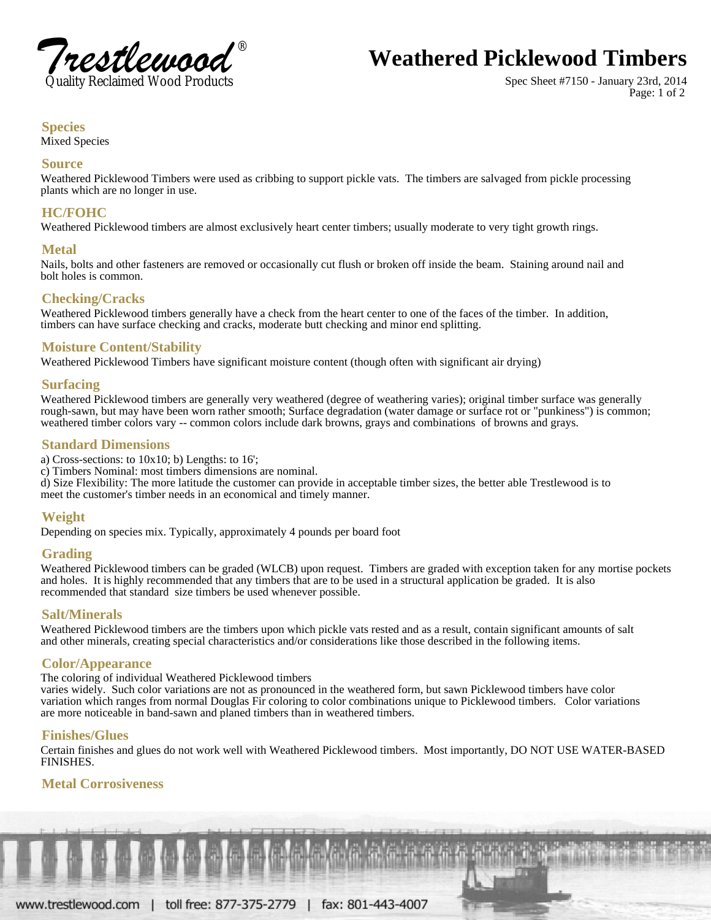Trestlewood®
Quality Reclaimed Wood Products

# Weathered Picklewood Timbers

Spec Sheet #7150 - January 23rd, 2014

## Species

Mixed Species

## Source

Weathered Picklewood Timbers were used as cribbing to support pickle vats. The timbers are salvaged from pickle processing plants which are no longer in use.

## HC/FOHC

Weathered Picklewood timbers are almost exclusively heart center timbers; usually moderate to very tight growth rings.

## Metal

Nails, bolts and other fasteners are removed or occasionally cut flush or broken off inside the beam. Staining around nail and bolt holes is common.

## Checking/Cracks

Weathered Picklewood timbers generally have a check from the heart center to one of the faces of the timber. In addition, timbers can have surface checking and cracks, moderate butt checking and minor end splitting.

## Moisture Content/Stability

Weathered Picklewood Timbers have significant moisture content (though often with significant air drying)

## Surfacing

Weathered Picklewood timbers are generally very weathered (degree of weathering varies); original timber surface was generally rough-sawn, but may have been worn rather smooth; Surface degradation (water damage or surface rot or "punkiness") is common; weathered timber colors vary -- common colors include dark browns, grays and combinations of browns and grays.

## Standard Dimensions

a) Cross-sections: to 10x10; b) Lengths: to 16';
c) Timbers Nominal: most timbers dimensions are nominal.
d) Size Flexibility: The more latitude the customer can provide in acceptable timber sizes, the better able Trestlewood is to meet the customer's timber needs in an economical and timely manner.

## Weight

Depending on species mix. Typically, approximately 4 pounds per board foot

## Grading

Weathered Picklewood timbers can be graded (WLCB) upon request. Timbers are graded with exception taken for any mortise pockets and holes. It is highly recommended that any timbers that are to be used in a structural application be graded. It is also recommended that standard size timbers be used whenever possible.

## Salt/Minerals

Weathered Picklewood timbers are the timbers upon which pickle vats rested and as a result, contain significant amounts of salt and other minerals, creating special characteristics and/or considerations like those described in the following items.

## Color/Appearance

The coloring of individual Weathered Picklewood timbers
varies widely. Such color variations are not as pronounced in the weathered form, but sawn Picklewood timbers have color variation which ranges from normal Douglas Fir coloring to color combinations unique to Picklewood timbers. Color variations are more noticeable in band-sawn and planed timbers than in weathered timbers.

## Finishes/Glues

Certain finishes and glues do not work well with Weathered Picklewood timbers. Most importantly, DO NOT USE WATER-BASED FINISHES.

## Metal Corrosiveness

www.trestlewood.com | toll free: 877-375-2779 | fax: 801-443-4007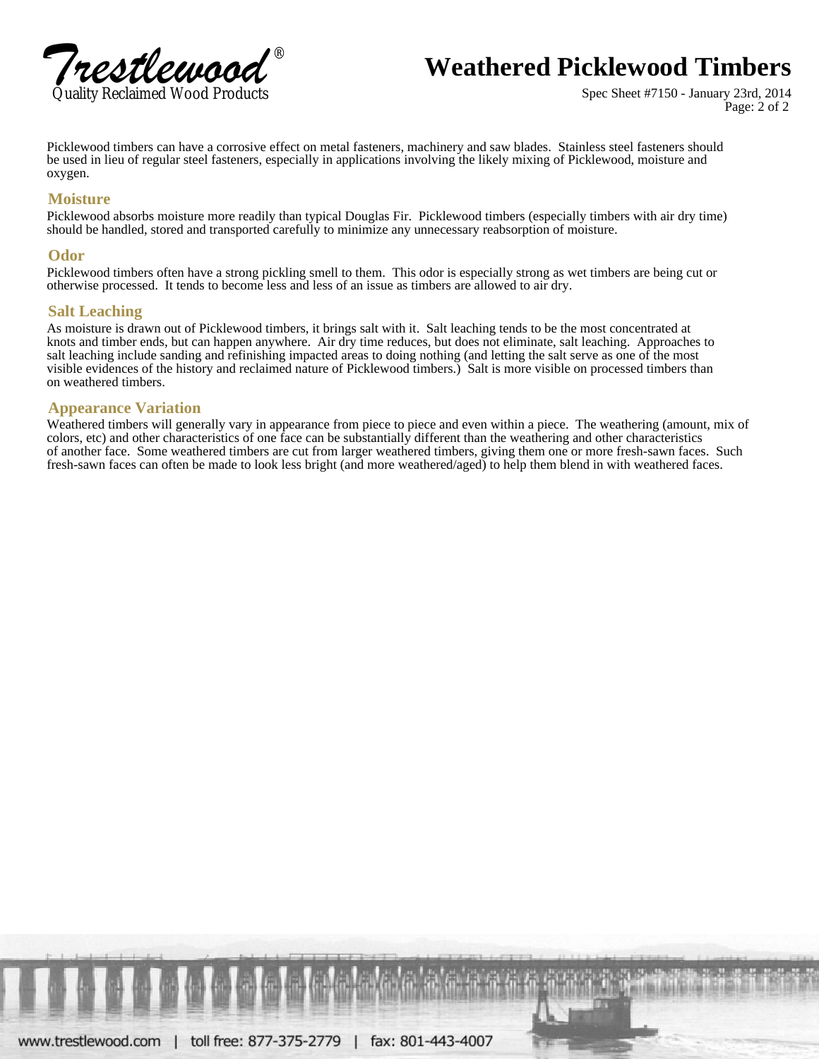Picklewood timbers can have a corrosive effect on metal fasteners, machinery and saw blades. Stainless steel fasteners should be used in lieu of regular steel fasteners, especially in applications involving the likely mixing of Picklewood, moisture and oxygen.

## Moisture

Picklewood absorbs moisture more readily than typical Douglas Fir. Picklewood timbers (especially timbers with air dry time) should be handled, stored and transported carefully to minimize any unnecessary reabsorption of moisture.

## Odor

Picklewood timbers often have a strong pickling smell to them. This odor is especially strong as wet timbers are being cut or otherwise processed. It tends to become less and less of an issue as timbers are allowed to air dry.

## Salt Leaching

As moisture is drawn out of Picklewood timbers, it brings salt with it. Salt leaching tends to be the most concentrated at knots and timber ends, but can happen anywhere. Air dry time reduces, but does not eliminate, salt leaching. Approaches to salt leaching include sanding and refinishing impacted areas to doing nothing (and letting the salt serve as one of the most visible evidences of the history and reclaimed nature of Picklewood timbers.) Salt is more visible on processed timbers than on weathered timbers.

## Appearance Variation

Weathered timbers will generally vary in appearance from piece to piece and even within a piece. The weathering (amount, mix of colors, etc) and other characteristics of one face can be substantially different than the weathering and other characteristics of another face. Some weathered timbers are cut from larger weathered timbers, giving them one or more fresh-sawn faces. Such fresh-sawn faces can often be made to look less bright (and more weathered/aged) to help them blend in with weathered faces.

www.trestlewood.com | toll free: 877-375-2779 | fax: 801-443-4007